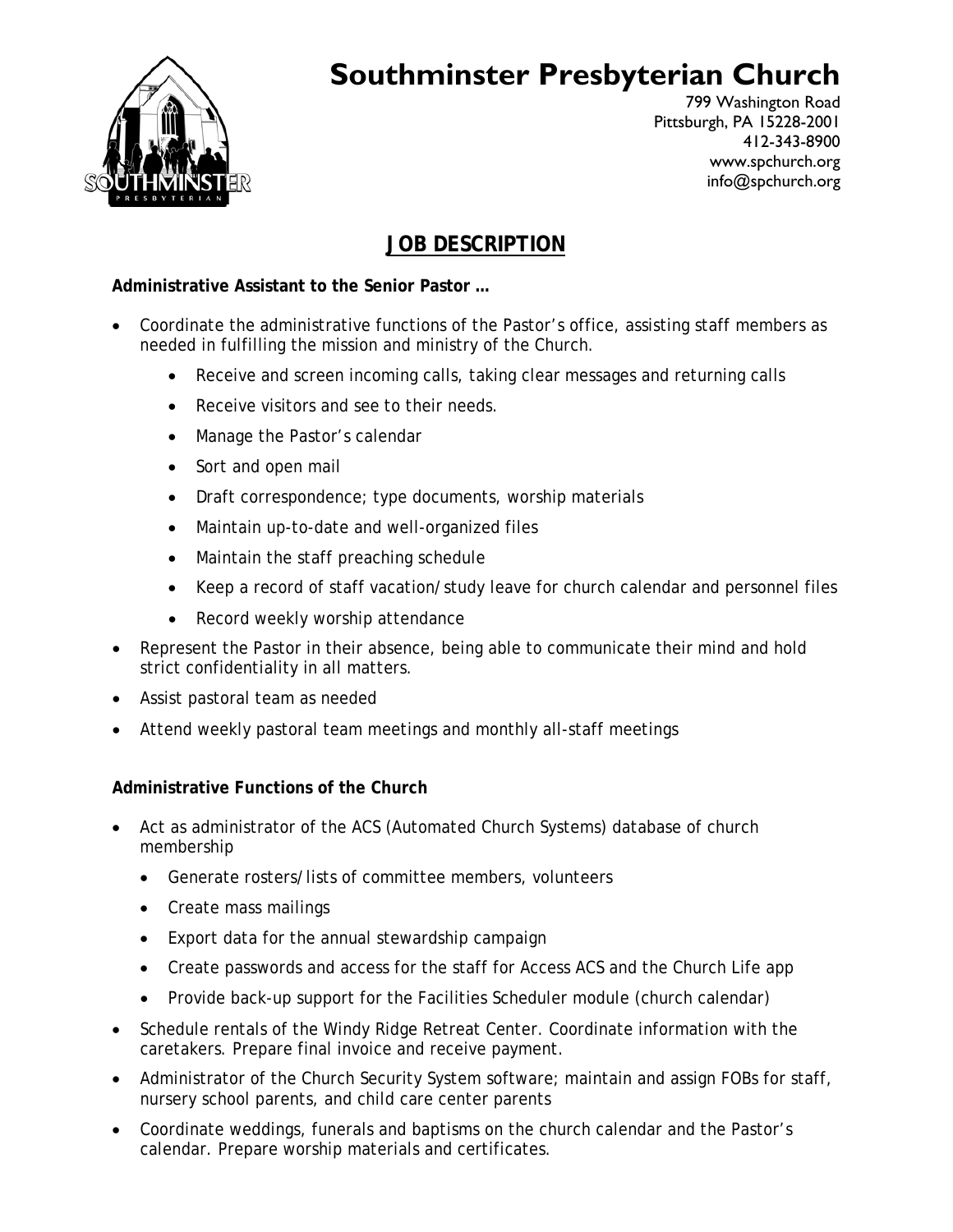# Southminster Presbyterian Church

799 Washington Road
Pittsburgh, PA 15228-2001
412-343-8900
www.spchurch.org
info@spchurch.org

## JOB DESCRIPTION

**Administrative Assistant to the Senior Pastor …**

- Coordinate the administrative functions of the Pastor's office, assisting staff members as needed in fulfilling the mission and ministry of the Church.
    - Receive and screen incoming calls, taking clear messages and returning calls
    - Receive visitors and see to their needs.
    - Manage the Pastor's calendar
    - Sort and open mail
    - Draft correspondence; type documents, worship materials
    - Maintain up-to-date and well-organized files
    - Maintain the staff preaching schedule
    - Keep a record of staff vacation/study leave for church calendar and personnel files
    - Record weekly worship attendance
- Represent the Pastor in their absence, being able to communicate their mind and hold strict confidentiality in all matters.
- Assist pastoral team as needed
- Attend weekly pastoral team meetings and monthly all-staff meetings

**Administrative Functions of the Church**

- Act as administrator of the ACS (Automated Church Systems) database of church membership
    - Generate rosters/lists of committee members, volunteers
    - Create mass mailings
    - Export data for the annual stewardship campaign
    - Create passwords and access for the staff for Access ACS and the Church Life app
    - Provide back-up support for the Facilities Scheduler module (church calendar)
- Schedule rentals of the Windy Ridge Retreat Center. Coordinate information with the caretakers. Prepare final invoice and receive payment.
- Administrator of the Church Security System software; maintain and assign FOBs for staff, nursery school parents, and child care center parents
- Coordinate weddings, funerals and baptisms on the church calendar and the Pastor's calendar. Prepare worship materials and certificates.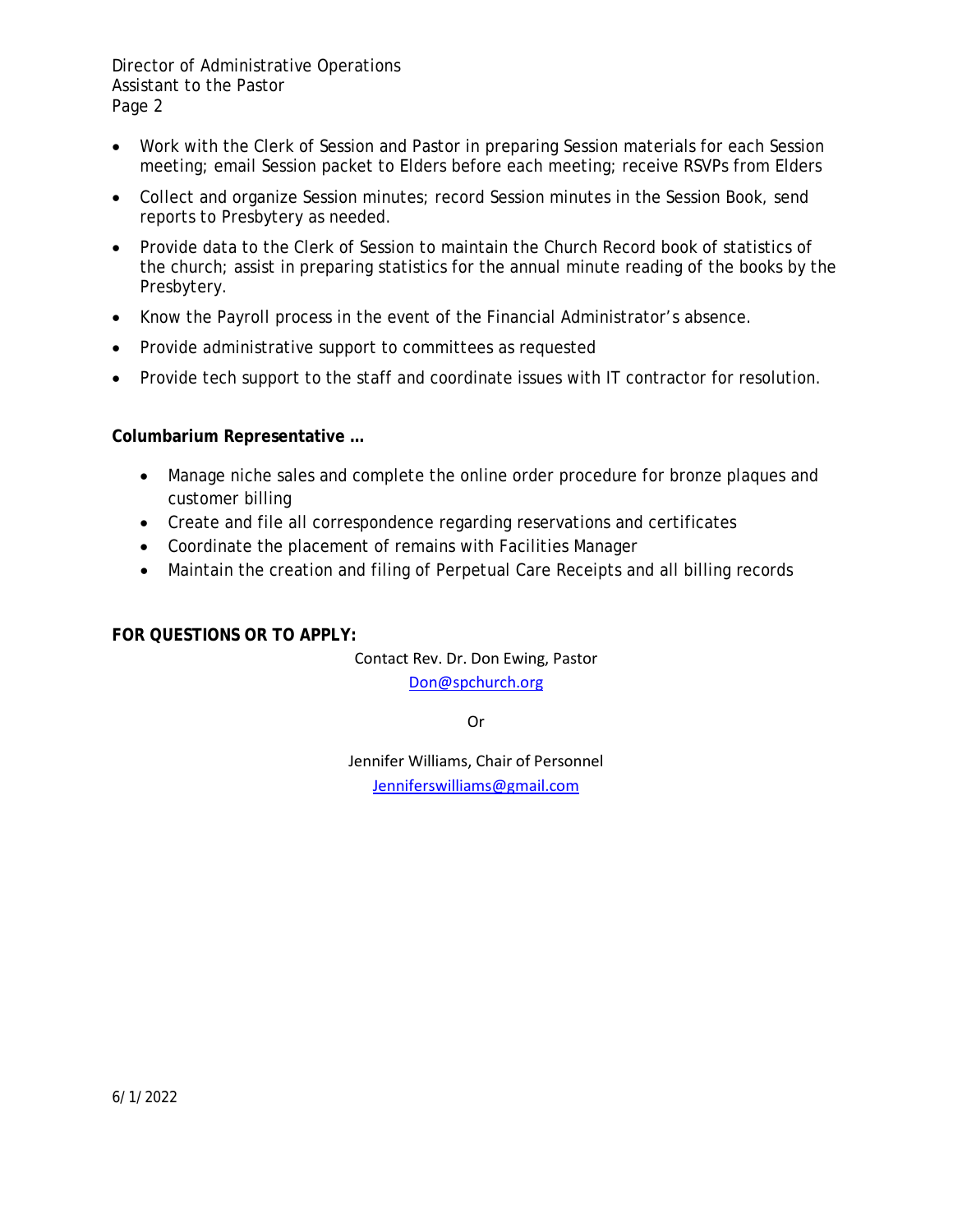- Work with the Clerk of Session and Pastor in preparing Session materials for each Session meeting; email Session packet to Elders before each meeting; receive RSVPs from Elders
- Collect and organize Session minutes; record Session minutes in the Session Book, send reports to Presbytery as needed.
- Provide data to the Clerk of Session to maintain the Church Record book of statistics of the church; assist in preparing statistics for the annual minute reading of the books by the Presbytery.
- Know the Payroll process in the event of the Financial Administrator's absence.
- Provide administrative support to committees as requested
- Provide tech support to the staff and coordinate issues with IT contractor for resolution.

**Columbarium Representative …**

- Manage niche sales and complete the online order procedure for bronze plaques and customer billing
- Create and file all correspondence regarding reservations and certificates
- Coordinate the placement of remains with Facilities Manager
- Maintain the creation and filing of Perpetual Care Receipts and all billing records

**FOR QUESTIONS OR TO APPLY:**

Contact Rev. Dr. Don Ewing, Pastor
Don@spchurch.org

Or

Jennifer Williams, Chair of Personnel
Jenniferswilliams@gmail.com

6/1/2022